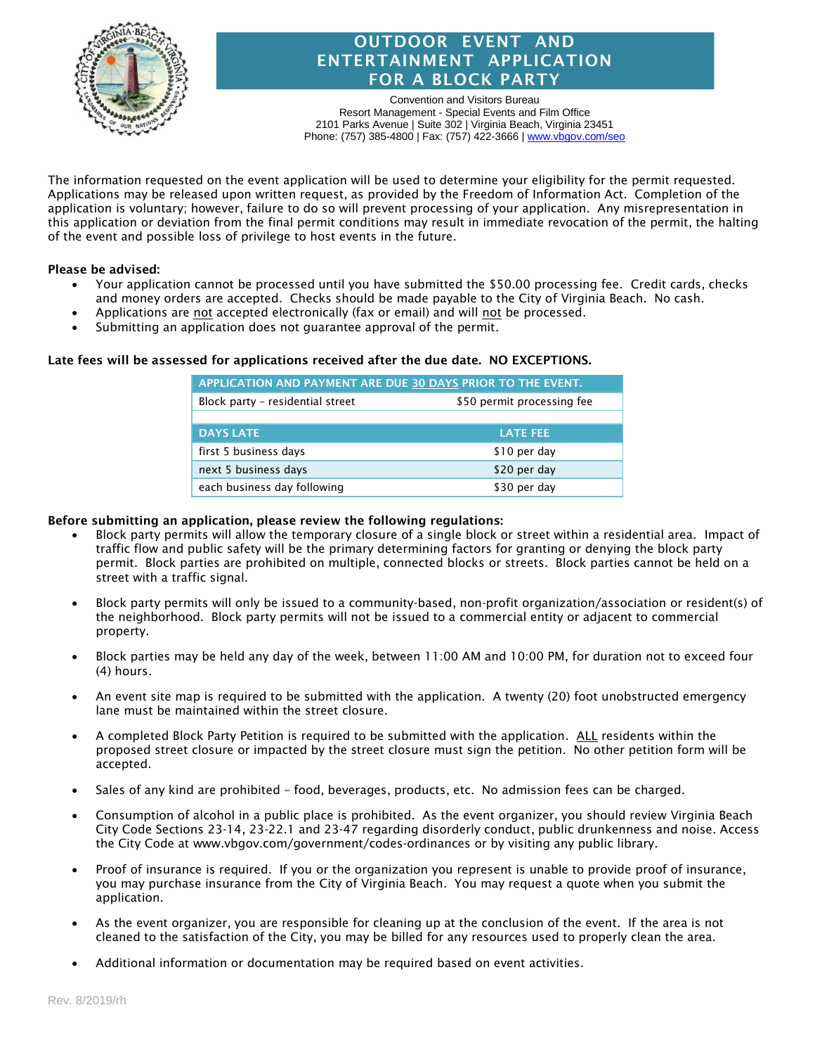# OUTDOOR EVENT AND ENTERTAINMENT APPLICATION FOR A BLOCK PARTY

Convention and Visitors Bureau
Resort Management - Special Events and Film Office
2101 Parks Avenue | Suite 302 | Virginia Beach, Virginia 23451
Phone: (757) 385-4800 | Fax: (757) 422-3666 | www.vbgov.com/seo

The information requested on the event application will be used to determine your eligibility for the permit requested. Applications may be released upon written request, as provided by the Freedom of Information Act. Completion of the application is voluntary; however, failure to do so will prevent processing of your application. Any misrepresentation in this application or deviation from the final permit conditions may result in immediate revocation of the permit, the halting of the event and possible loss of privilege to host events in the future.

**Please be advised:**

- Your application cannot be processed until you have submitted the $50.00 processing fee. Credit cards, checks and money orders are accepted. Checks should be made payable to the City of Virginia Beach. No cash.
- Applications are not accepted electronically (fax or email) and will not be processed.
- Submitting an application does not guarantee approval of the permit.

**Late fees will be assessed for applications received after the due date. NO EXCEPTIONS.**

| APPLICATION AND PAYMENT ARE DUE 30 DAYS PRIOR TO THE EVENT. | |
|---|---|
| Block party – residential street | $50 permit processing fee |
| | |
| **DAYS LATE** | **LATE FEE** |
| first 5 business days | $10 per day |
| next 5 business days | $20 per day |
| each business day following | $30 per day |

**Before submitting an application, please review the following regulations:**

- Block party permits will allow the temporary closure of a single block or street within a residential area. Impact of traffic flow and public safety will be the primary determining factors for granting or denying the block party permit. Block parties are prohibited on multiple, connected blocks or streets. Block parties cannot be held on a street with a traffic signal.
- Block party permits will only be issued to a community-based, non-profit organization/association or resident(s) of the neighborhood. Block party permits will not be issued to a commercial entity or adjacent to commercial property.
- Block parties may be held any day of the week, between 11:00 AM and 10:00 PM, for duration not to exceed four (4) hours.
- An event site map is required to be submitted with the application. A twenty (20) foot unobstructed emergency lane must be maintained within the street closure.
- A completed Block Party Petition is required to be submitted with the application. ALL residents within the proposed street closure or impacted by the street closure must sign the petition. No other petition form will be accepted.
- Sales of any kind are prohibited – food, beverages, products, etc. No admission fees can be charged.
- Consumption of alcohol in a public place is prohibited. As the event organizer, you should review Virginia Beach City Code Sections 23-14, 23-22.1 and 23-47 regarding disorderly conduct, public drunkenness and noise. Access the City Code at www.vbgov.com/government/codes-ordinances or by visiting any public library.
- Proof of insurance is required. If you or the organization you represent is unable to provide proof of insurance, you may purchase insurance from the City of Virginia Beach. You may request a quote when you submit the application.
- As the event organizer, you are responsible for cleaning up at the conclusion of the event. If the area is not cleaned to the satisfaction of the City, you may be billed for any resources used to properly clean the area.
- Additional information or documentation may be required based on event activities.

Rev. 8/2019/rh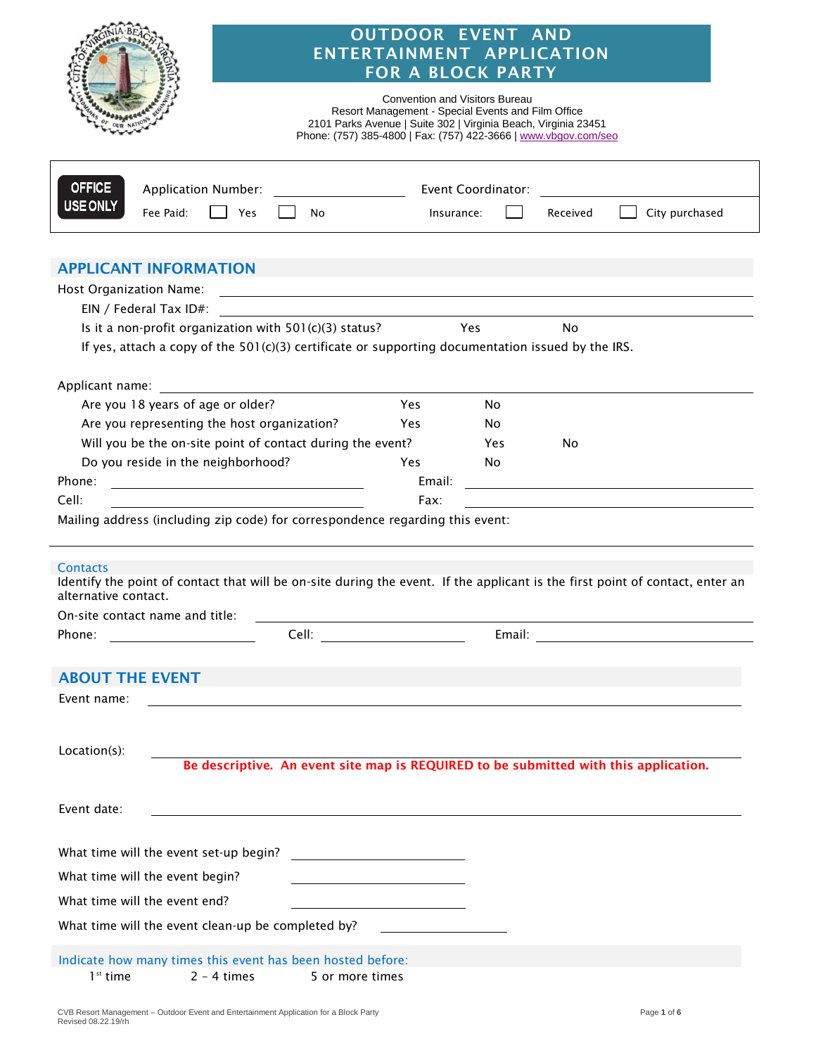# OUTDOOR EVENT AND ENTERTAINMENT APPLICATION FOR A BLOCK PARTY

Convention and Visitors Bureau
Resort Management - Special Events and Film Office
2101 Parks Avenue | Suite 302 | Virginia Beach, Virginia 23451
Phone: (757) 385-4800 | Fax: (757) 422-3666 | www.vbgov.com/seo

| | | | |
|---|---|---|---|
| **OFFICE USE ONLY** | Application Number: ______ | Event Coordinator: ______ | |
| | Fee Paid: ☐ Yes ☐ No | Insurance: ☐ Received | ☐ City purchased |

## APPLICANT INFORMATION

Host Organization Name: ______

EIN / Federal Tax ID#: ______

Is it a non-profit organization with 501(c)(3) status? Yes No

If yes, attach a copy of the 501(c)(3) certificate or supporting documentation issued by the IRS.

Applicant name: ______

Are you 18 years of age or older? Yes No

Are you representing the host organization? Yes No

Will you be the on-site point of contact during the event? Yes No

Do you reside in the neighborhood? Yes No

Phone: ______ Email: ______

Cell: ______ Fax: ______

Mailing address (including zip code) for correspondence regarding this event:

______

### Contacts

Identify the point of contact that will be on-site during the event. If the applicant is the first point of contact, enter an alternative contact.

On-site contact name and title: ______

Phone: ______ Cell: ______ Email: ______

## ABOUT THE EVENT

Event name: ______

Location(s): ______

**Be descriptive. An event site map is REQUIRED to be submitted with this application.**

Event date: ______

What time will the event set-up begin? ______

What time will the event begin? ______

What time will the event end? ______

What time will the event clean-up be completed by? ______

### Indicate how many times this event has been hosted before:

1st time 2 – 4 times 5 or more times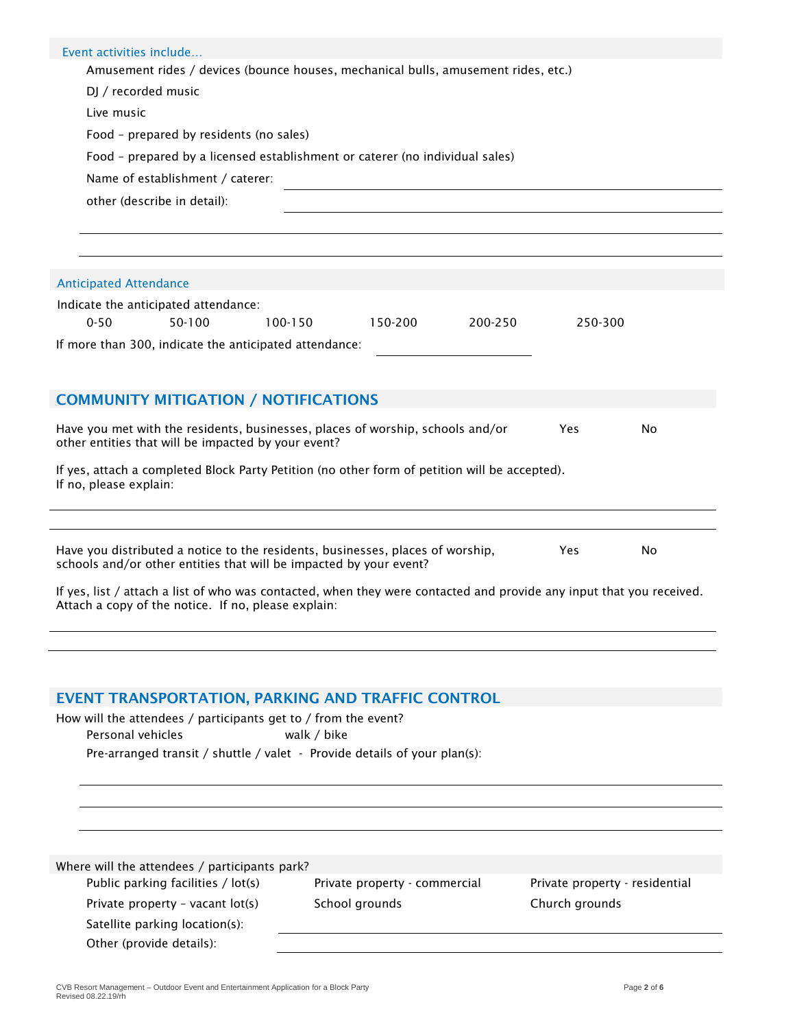Event activities include…

- Amusement rides / devices (bounce houses, mechanical bulls, amusement rides, etc.)
- DJ / recorded music
- Live music
- Food – prepared by residents (no sales)
- Food – prepared by a licensed establishment or caterer (no individual sales)
- Name of establishment / caterer: ______________________________
- other (describe in detail): ______________________________

______________________________________________________________

______________________________________________________________

Anticipated Attendance

Indicate the anticipated attendance:

0-50 | 50-100 | 100-150 | 150-200 | 200-250 | 250-300

If more than 300, indicate the anticipated attendance: ____________________

## COMMUNITY MITIGATION / NOTIFICATIONS

Have you met with the residents, businesses, places of worship, schools and/or other entities that will be impacted by your event? Yes No

If yes, attach a completed Block Party Petition (no other form of petition will be accepted).
If no, please explain:

______________________________________________________________

______________________________________________________________

Have you distributed a notice to the residents, businesses, places of worship, schools and/or other entities that will be impacted by your event? Yes No

If yes, list / attach a list of who was contacted, when they were contacted and provide any input that you received. Attach a copy of the notice. If no, please explain:

______________________________________________________________

______________________________________________________________

## EVENT TRANSPORTATION, PARKING AND TRAFFIC CONTROL

How will the attendees / participants get to / from the event?

- Personal vehicles
- walk / bike
- Pre-arranged transit / shuttle / valet - Provide details of your plan(s):

______________________________________________________________

______________________________________________________________

______________________________________________________________

Where will the attendees / participants park?

- Public parking facilities / lot(s)
- Private property - commercial
- Private property - residential
- Private property – vacant lot(s)
- School grounds
- Church grounds
- Satellite parking location(s): ______________________________
- Other (provide details): ______________________________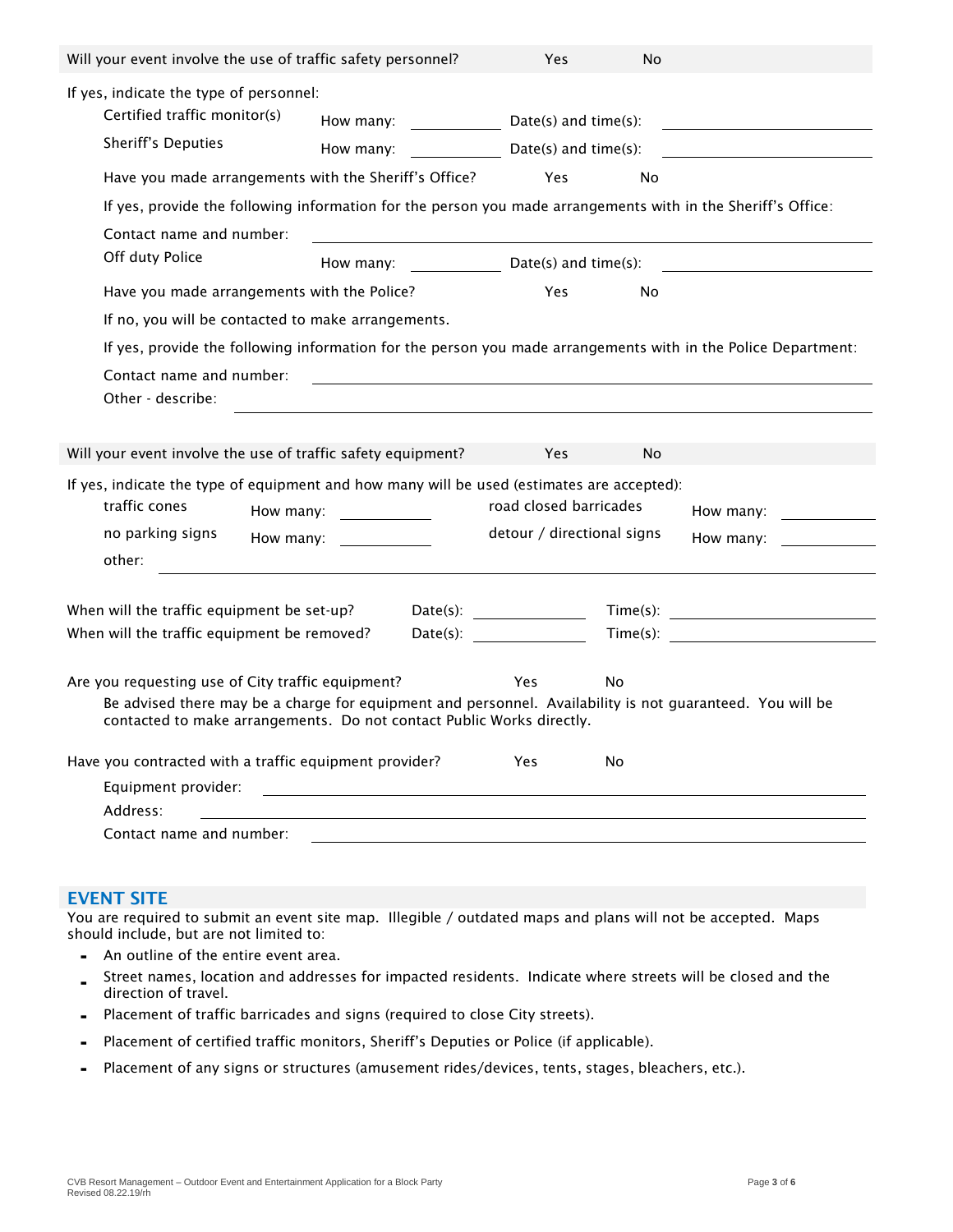Will your event involve the use of traffic safety personnel? Yes No

If yes, indicate the type of personnel:

Certified traffic monitor(s) How many: \_\_\_\_\_\_\_\_ Date(s) and time(s): \_\_\_\_\_\_\_\_\_\_\_\_\_\_\_\_

Sheriff's Deputies How many: \_\_\_\_\_\_\_\_ Date(s) and time(s): \_\_\_\_\_\_\_\_\_\_\_\_\_\_\_\_

Have you made arrangements with the Sheriff's Office? Yes No

If yes, provide the following information for the person you made arrangements with in the Sheriff's Office:

Contact name and number: \_\_\_\_\_\_\_\_\_\_\_\_\_\_\_\_\_\_\_\_\_\_\_\_\_\_\_\_\_\_\_\_

Off duty Police How many: \_\_\_\_\_\_\_\_ Date(s) and time(s): \_\_\_\_\_\_\_\_\_\_\_\_\_\_\_\_

Have you made arrangements with the Police? Yes No

If no, you will be contacted to make arrangements.

If yes, provide the following information for the person you made arrangements with in the Police Department:

Contact name and number: \_\_\_\_\_\_\_\_\_\_\_\_\_\_\_\_\_\_\_\_\_\_\_\_\_\_\_\_\_\_\_\_

Other - describe: \_\_\_\_\_\_\_\_\_\_\_\_\_\_\_\_\_\_\_\_\_\_\_\_\_\_\_\_\_\_\_\_

Will your event involve the use of traffic safety equipment? Yes No

If yes, indicate the type of equipment and how many will be used (estimates are accepted):

traffic cones How many: \_\_\_\_\_\_\_\_ road closed barricades How many: \_\_\_\_\_\_\_\_

no parking signs How many: \_\_\_\_\_\_\_\_ detour / directional signs How many: \_\_\_\_\_\_\_\_

other: \_\_\_\_\_\_\_\_\_\_\_\_\_\_\_\_\_\_\_\_\_\_\_\_\_\_\_\_\_\_\_\_

When will the traffic equipment be set-up? Date(s): \_\_\_\_\_\_\_\_ Time(s): \_\_\_\_\_\_\_\_

When will the traffic equipment be removed? Date(s): \_\_\_\_\_\_\_\_ Time(s): \_\_\_\_\_\_\_\_

Are you requesting use of City traffic equipment? Yes No

Be advised there may be a charge for equipment and personnel. Availability is not guaranteed. You will be contacted to make arrangements. Do not contact Public Works directly.

Have you contracted with a traffic equipment provider? Yes No

Equipment provider: \_\_\_\_\_\_\_\_\_\_\_\_\_\_\_\_\_\_\_\_\_\_\_\_\_\_\_\_\_\_\_\_

Address: \_\_\_\_\_\_\_\_\_\_\_\_\_\_\_\_\_\_\_\_\_\_\_\_\_\_\_\_\_\_\_\_

Contact name and number: \_\_\_\_\_\_\_\_\_\_\_\_\_\_\_\_\_\_\_\_\_\_\_\_\_\_\_\_\_\_\_\_

## EVENT SITE

You are required to submit an event site map. Illegible / outdated maps and plans will not be accepted. Maps should include, but are not limited to:

- An outline of the entire event area.
- Street names, location and addresses for impacted residents. Indicate where streets will be closed and the direction of travel.
- Placement of traffic barricades and signs (required to close City streets).
- Placement of certified traffic monitors, Sheriff's Deputies or Police (if applicable).
- Placement of any signs or structures (amusement rides/devices, tents, stages, bleachers, etc.).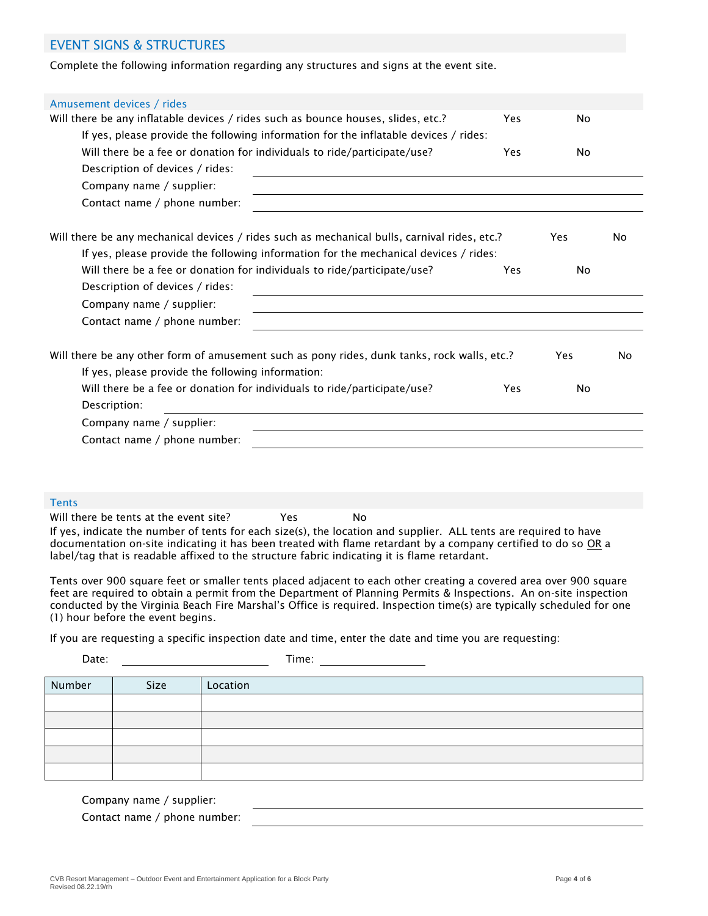## EVENT SIGNS & STRUCTURES

Complete the following information regarding any structures and signs at the event site.

### Amusement devices / rides

Will there be any inflatable devices / rides such as bounce houses, slides, etc.? Yes No

If yes, please provide the following information for the inflatable devices / rides:

Will there be a fee or donation for individuals to ride/participate/use? Yes No

Description of devices / rides: ______________________________

Company name / supplier: ______________________________

Contact name / phone number: ______________________________

Will there be any mechanical devices / rides such as mechanical bulls, carnival rides, etc.? Yes No

If yes, please provide the following information for the mechanical devices / rides:

Will there be a fee or donation for individuals to ride/participate/use? Yes No

Description of devices / rides: ______________________________

Company name / supplier: ______________________________

Contact name / phone number: ______________________________

Will there be any other form of amusement such as pony rides, dunk tanks, rock walls, etc.? Yes No

If yes, please provide the following information:

Will there be a fee or donation for individuals to ride/participate/use? Yes No

Description: ______________________________

Company name / supplier: ______________________________

Contact name / phone number: ______________________________

### Tents

Will there be tents at the event site? Yes No

If yes, indicate the number of tents for each size(s), the location and supplier. ALL tents are required to have documentation on-site indicating it has been treated with flame retardant by a company certified to do so OR a label/tag that is readable affixed to the structure fabric indicating it is flame retardant.

Tents over 900 square feet or smaller tents placed adjacent to each other creating a covered area over 900 square feet are required to obtain a permit from the Department of Planning Permits & Inspections. An on-site inspection conducted by the Virginia Beach Fire Marshal's Office is required. Inspection time(s) are typically scheduled for one (1) hour before the event begins.

If you are requesting a specific inspection date and time, enter the date and time you are requesting:

Date: ____________________ Time: ______________

| Number | Size | Location |
|---|---|---|
| | | |
| | | |
| | | |
| | | |
| | | |

Company name / supplier: ______________________________

Contact name / phone number: ______________________________

CVB Resort Management – Outdoor Event and Entertainment Application for a Block Party
Revised 08.22.19/rh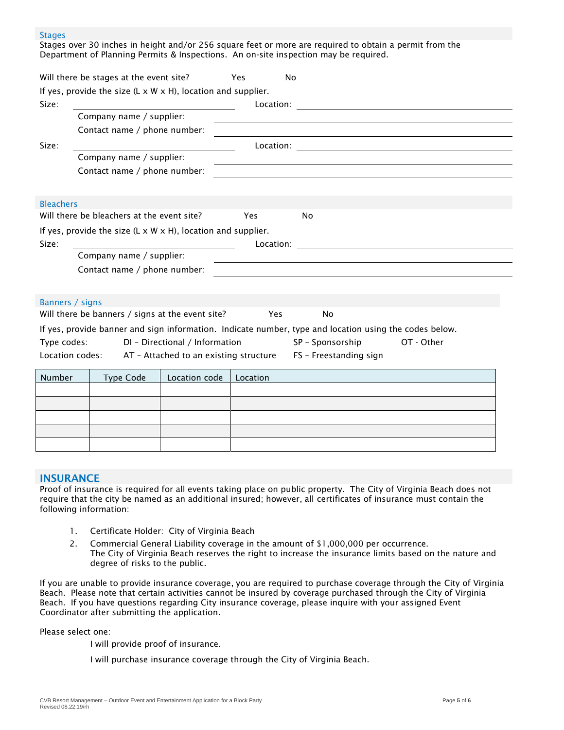## Stages

Stages over 30 inches in height and/or 256 square feet or more are required to obtain a permit from the Department of Planning Permits & Inspections. An on-site inspection may be required.

Will there be stages at the event site? Yes No

If yes, provide the size (L x W x H), location and supplier.

Size: \_\_\_\_\_\_\_\_\_\_\_\_\_\_\_\_\_\_\_\_ Location: \_\_\_\_\_\_\_\_\_\_\_\_\_\_\_\_\_\_\_\_

Company name / supplier: \_\_\_\_\_\_\_\_\_\_\_\_\_\_\_\_\_\_\_\_

Contact name / phone number: \_\_\_\_\_\_\_\_\_\_\_\_\_\_\_\_\_\_\_\_

Size: \_\_\_\_\_\_\_\_\_\_\_\_\_\_\_\_\_\_\_\_ Location: \_\_\_\_\_\_\_\_\_\_\_\_\_\_\_\_\_\_\_\_

Company name / supplier: \_\_\_\_\_\_\_\_\_\_\_\_\_\_\_\_\_\_\_\_

Contact name / phone number: \_\_\_\_\_\_\_\_\_\_\_\_\_\_\_\_\_\_\_\_

## Bleachers

Will there be bleachers at the event site? Yes No

If yes, provide the size (L x W x H), location and supplier.

Size: \_\_\_\_\_\_\_\_\_\_\_\_\_\_\_\_\_\_\_\_ Location: \_\_\_\_\_\_\_\_\_\_\_\_\_\_\_\_\_\_\_\_

Company name / supplier: \_\_\_\_\_\_\_\_\_\_\_\_\_\_\_\_\_\_\_\_

Contact name / phone number: \_\_\_\_\_\_\_\_\_\_\_\_\_\_\_\_\_\_\_\_

## Banners / signs

Will there be banners / signs at the event site? Yes No

If yes, provide banner and sign information. Indicate number, type and location using the codes below.

Type codes: DI – Directional / Information SP – Sponsorship OT - Other

Location codes: AT – Attached to an existing structure FS – Freestanding sign

| Number | Type Code | Location code | Location |
|---|---|---|---|
| | | | |
| | | | |
| | | | |
| | | | |
| | | | |

## INSURANCE

Proof of insurance is required for all events taking place on public property. The City of Virginia Beach does not require that the city be named as an additional insured; however, all certificates of insurance must contain the following information:

1. Certificate Holder: City of Virginia Beach
2. Commercial General Liability coverage in the amount of $1,000,000 per occurrence.
   The City of Virginia Beach reserves the right to increase the insurance limits based on the nature and degree of risks to the public.

If you are unable to provide insurance coverage, you are required to purchase coverage through the City of Virginia Beach. Please note that certain activities cannot be insured by coverage purchased through the City of Virginia Beach. If you have questions regarding City insurance coverage, please inquire with your assigned Event Coordinator after submitting the application.

Please select one:

I will provide proof of insurance.

I will purchase insurance coverage through the City of Virginia Beach.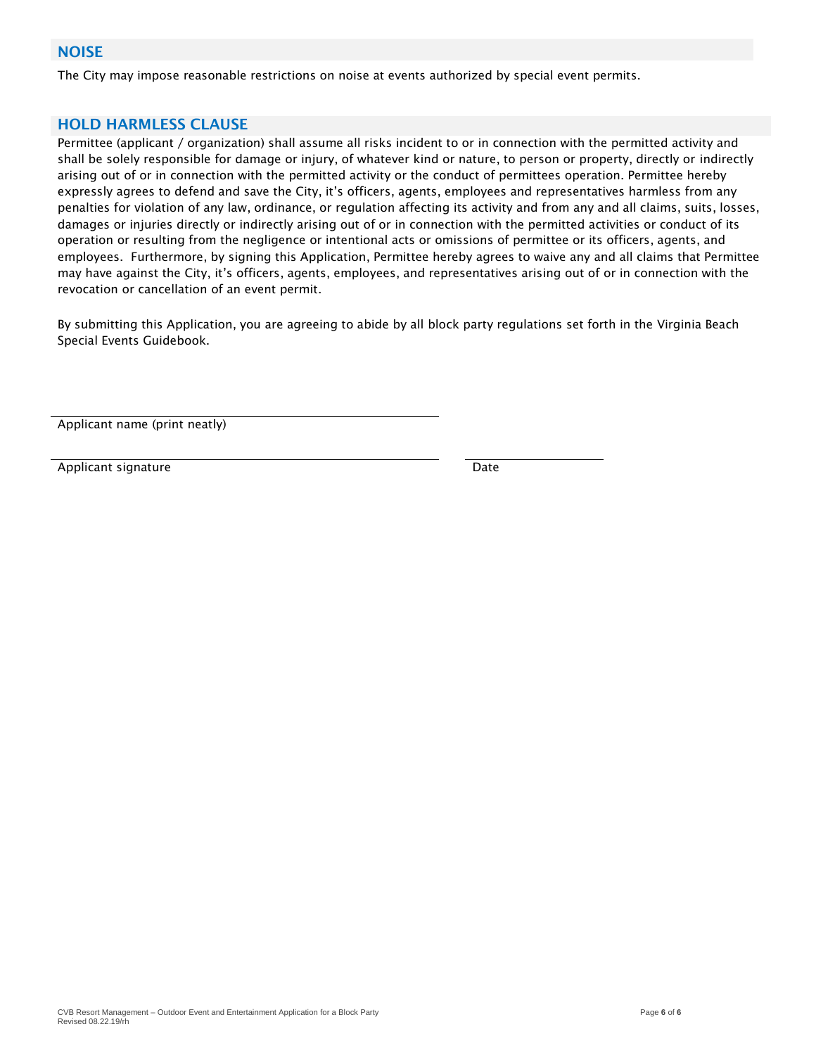## NOISE

The City may impose reasonable restrictions on noise at events authorized by special event permits.

## HOLD HARMLESS CLAUSE

Permittee (applicant / organization) shall assume all risks incident to or in connection with the permitted activity and shall be solely responsible for damage or injury, of whatever kind or nature, to person or property, directly or indirectly arising out of or in connection with the permitted activity or the conduct of permittees operation. Permittee hereby expressly agrees to defend and save the City, it's officers, agents, employees and representatives harmless from any penalties for violation of any law, ordinance, or regulation affecting its activity and from any and all claims, suits, losses, damages or injuries directly or indirectly arising out of or in connection with the permitted activities or conduct of its operation or resulting from the negligence or intentional acts or omissions of permittee or its officers, agents, and employees. Furthermore, by signing this Application, Permittee hereby agrees to waive any and all claims that Permittee may have against the City, it's officers, agents, employees, and representatives arising out of or in connection with the revocation or cancellation of an event permit.

By submitting this Application, you are agreeing to abide by all block party regulations set forth in the Virginia Beach Special Events Guidebook.

\_\_\_\_\_\_\_\_\_\_\_\_\_\_\_\_\_\_\_\_\_\_\_\_\_\_\_\_\_\_\_\_\_\_\_\_\_\_\_\_
Applicant name (print neatly)

\_\_\_\_\_\_\_\_\_\_\_\_\_\_\_\_\_\_\_\_\_\_\_\_\_\_\_\_\_\_\_\_\_\_\_\_\_\_\_\_ \_\_\_\_\_\_\_\_\_\_\_\_\_\_\_\_
Applicant signature Date

CVB Resort Management – Outdoor Event and Entertainment Application for a Block Party
Revised 08.22.19/rh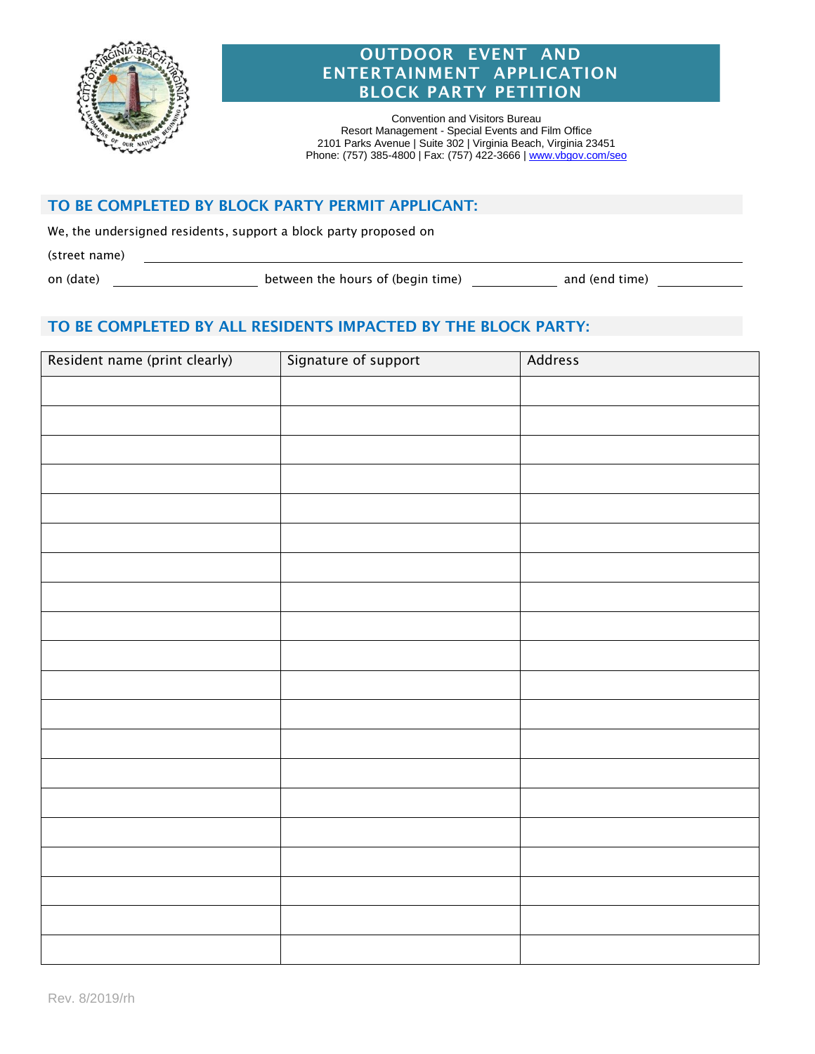# OUTDOOR EVENT AND ENTERTAINMENT APPLICATION BLOCK PARTY PETITION

Convention and Visitors Bureau
Resort Management - Special Events and Film Office
2101 Parks Avenue | Suite 302 | Virginia Beach, Virginia 23451
Phone: (757) 385-4800 | Fax: (757) 422-3666 | www.vbgov.com/seo

## TO BE COMPLETED BY BLOCK PARTY PERMIT APPLICANT:

We, the undersigned residents, support a block party proposed on

(street name) ______________________________

on (date) ____________ between the hours of (begin time) ________ and (end time) ________

## TO BE COMPLETED BY ALL RESIDENTS IMPACTED BY THE BLOCK PARTY:

| Resident name (print clearly) | Signature of support | Address |
|---|---|---|
| | | |
| | | |
| | | |
| | | |
| | | |
| | | |
| | | |
| | | |
| | | |
| | | |
| | | |
| | | |
| | | |
| | | |
| | | |
| | | |
| | | |
| | | |
| | | |
| | | |

Rev. 8/2019/rh